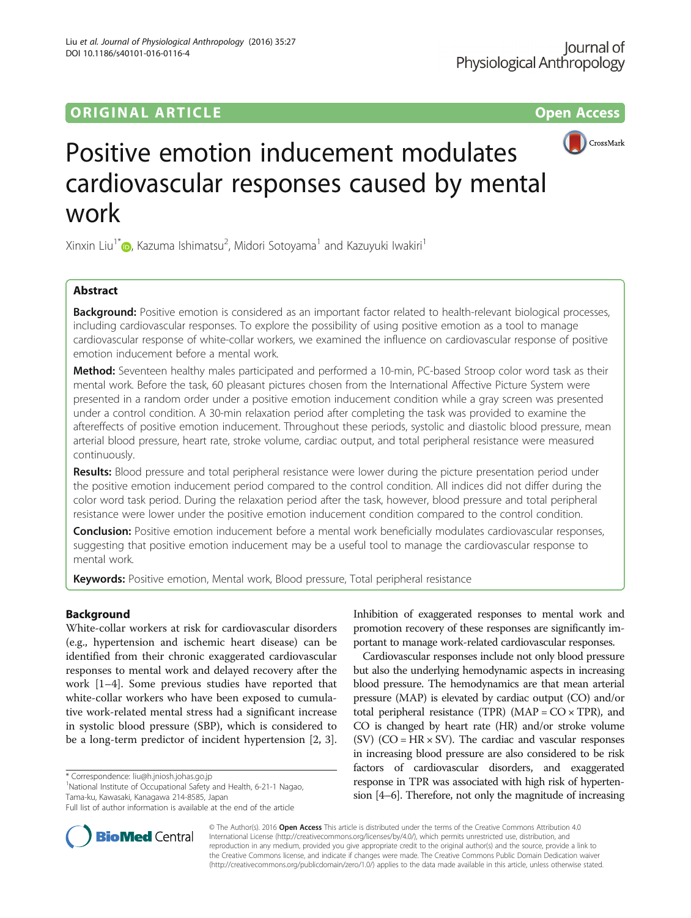ORIGINAL ARTICLE Open Access

# Positive emotion inducement modulates cardiovascular responses caused by mental work

Xinxin Liu[1*], Kazuma Ishimatsu[2], Midori Sotoyama[1] and Kazuyuki Iwakiri[1]

## Abstract

**Background:** Positive emotion is considered as an important factor related to health-relevant biological processes, including cardiovascular responses. To explore the possibility of using positive emotion as a tool to manage cardiovascular response of white-collar workers, we examined the influence on cardiovascular response of positive emotion inducement before a mental work.

**Method:** Seventeen healthy males participated and performed a 10-min, PC-based Stroop color word task as their mental work. Before the task, 60 pleasant pictures chosen from the International Affective Picture System were presented in a random order under a positive emotion inducement condition while a gray screen was presented under a control condition. A 30-min relaxation period after completing the task was provided to examine the aftereffects of positive emotion inducement. Throughout these periods, systolic and diastolic blood pressure, mean arterial blood pressure, heart rate, stroke volume, cardiac output, and total peripheral resistance were measured continuously.

**Results:** Blood pressure and total peripheral resistance were lower during the picture presentation period under the positive emotion inducement period compared to the control condition. All indices did not differ during the color word task period. During the relaxation period after the task, however, blood pressure and total peripheral resistance were lower under the positive emotion inducement condition compared to the control condition.

**Conclusion:** Positive emotion inducement before a mental work beneficially modulates cardiovascular responses, suggesting that positive emotion inducement may be a useful tool to manage the cardiovascular response to mental work.

**Keywords:** Positive emotion, Mental work, Blood pressure, Total peripheral resistance

## Background

White-collar workers at risk for cardiovascular disorders (e.g., hypertension and ischemic heart disease) can be identified from their chronic exaggerated cardiovascular responses to mental work and delayed recovery after the work [1–4]. Some previous studies have reported that white-collar workers who have been exposed to cumulative work-related mental stress had a significant increase in systolic blood pressure (SBP), which is considered to be a long-term predictor of incident hypertension [2, 3]. Inhibition of exaggerated responses to mental work and promotion recovery of these responses are significantly important to manage work-related cardiovascular responses.

Cardiovascular responses include not only blood pressure but also the underlying hemodynamic aspects in increasing blood pressure. The hemodynamics are that mean arterial pressure (MAP) is elevated by cardiac output (CO) and/or total peripheral resistance (TPR) ($MAP = CO \times TPR$), and CO is changed by heart rate (HR) and/or stroke volume (SV) ($CO = HR \times SV$). The cardiac and vascular responses in increasing blood pressure are also considered to be risk factors of cardiovascular disorders, and exaggerated response in TPR was associated with high risk of hypertension [4–6]. Therefore, not only the magnitude of increasing

* Correspondence: liu@h.jniosh.johas.go.jp
[1]National Institute of Occupational Safety and Health, 6-21-1 Nagao, Tama-ku, Kawasaki, Kanagawa 214-8585, Japan
Full list of author information is available at the end of the article

© The Author(s). 2016 **Open Access** This article is distributed under the terms of the Creative Commons Attribution 4.0 International License (http://creativecommons.org/licenses/by/4.0/), which permits unrestricted use, distribution, and reproduction in any medium, provided you give appropriate credit to the original author(s) and the source, provide a link to the Creative Commons license, and indicate if changes were made. The Creative Commons Public Domain Dedication waiver (http://creativecommons.org/publicdomain/zero/1.0/) applies to the data made available in this article, unless otherwise stated.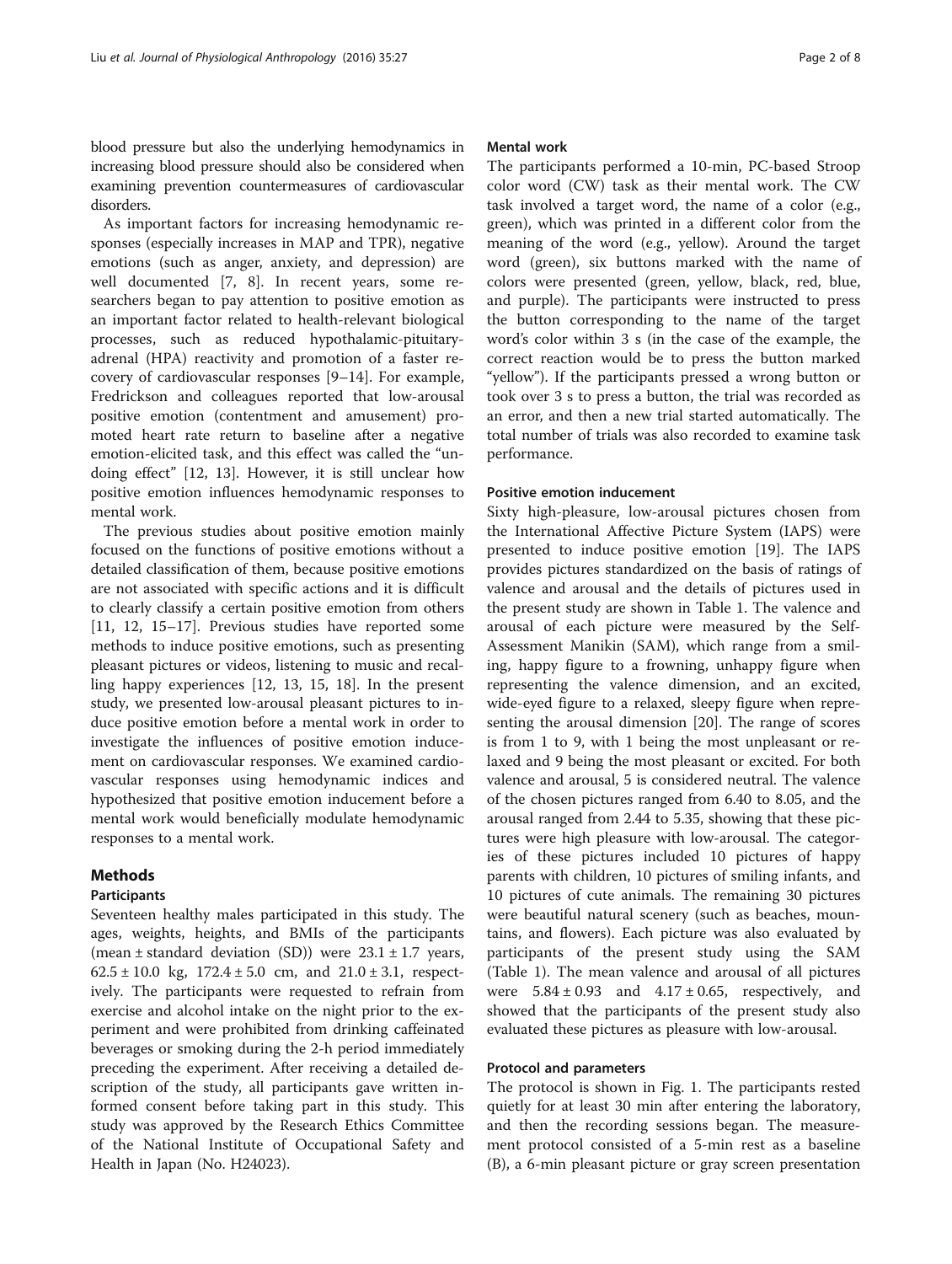blood pressure but also the underlying hemodynamics in increasing blood pressure should also be considered when examining prevention countermeasures of cardiovascular disorders.

As important factors for increasing hemodynamic responses (especially increases in MAP and TPR), negative emotions (such as anger, anxiety, and depression) are well documented [7, 8]. In recent years, some researchers began to pay attention to positive emotion as an important factor related to health-relevant biological processes, such as reduced hypothalamic-pituitary-adrenal (HPA) reactivity and promotion of a faster recovery of cardiovascular responses [9–14]. For example, Fredrickson and colleagues reported that low-arousal positive emotion (contentment and amusement) promoted heart rate return to baseline after a negative emotion-elicited task, and this effect was called the "undoing effect" [12, 13]. However, it is still unclear how positive emotion influences hemodynamic responses to mental work.

The previous studies about positive emotion mainly focused on the functions of positive emotions without a detailed classification of them, because positive emotions are not associated with specific actions and it is difficult to clearly classify a certain positive emotion from others [11, 12, 15–17]. Previous studies have reported some methods to induce positive emotions, such as presenting pleasant pictures or videos, listening to music and recalling happy experiences [12, 13, 15, 18]. In the present study, we presented low-arousal pleasant pictures to induce positive emotion before a mental work in order to investigate the influences of positive emotion inducement on cardiovascular responses. We examined cardiovascular responses using hemodynamic indices and hypothesized that positive emotion inducement before a mental work would beneficially modulate hemodynamic responses to a mental work.

## Methods

### Participants

Seventeen healthy males participated in this study. The ages, weights, heights, and BMIs of the participants (mean ± standard deviation (SD)) were $23.1 \pm 1.7$ years, $62.5 \pm 10.0$ kg, $172.4 \pm 5.0$ cm, and $21.0 \pm 3.1$, respectively. The participants were requested to refrain from exercise and alcohol intake on the night prior to the experiment and were prohibited from drinking caffeinated beverages or smoking during the 2-h period immediately preceding the experiment. After receiving a detailed description of the study, all participants gave written informed consent before taking part in this study. This study was approved by the Research Ethics Committee of the National Institute of Occupational Safety and Health in Japan (No. H24023).

### Mental work

The participants performed a 10-min, PC-based Stroop color word (CW) task as their mental work. The CW task involved a target word, the name of a color (e.g., green), which was printed in a different color from the meaning of the word (e.g., yellow). Around the target word (green), six buttons marked with the name of colors were presented (green, yellow, black, red, blue, and purple). The participants were instructed to press the button corresponding to the name of the target word's color within 3 s (in the case of the example, the correct reaction would be to press the button marked "yellow"). If the participants pressed a wrong button or took over 3 s to press a button, the trial was recorded as an error, and then a new trial started automatically. The total number of trials was also recorded to examine task performance.

### Positive emotion inducement

Sixty high-pleasure, low-arousal pictures chosen from the International Affective Picture System (IAPS) were presented to induce positive emotion [19]. The IAPS provides pictures standardized on the basis of ratings of valence and arousal and the details of pictures used in the present study are shown in Table 1. The valence and arousal of each picture were measured by the Self-Assessment Manikin (SAM), which range from a smiling, happy figure to a frowning, unhappy figure when representing the valence dimension, and an excited, wide-eyed figure to a relaxed, sleepy figure when representing the arousal dimension [20]. The range of scores is from 1 to 9, with 1 being the most unpleasant or relaxed and 9 being the most pleasant or excited. For both valence and arousal, 5 is considered neutral. The valence of the chosen pictures ranged from 6.40 to 8.05, and the arousal ranged from 2.44 to 5.35, showing that these pictures were high pleasure with low-arousal. The categories of these pictures included 10 pictures of happy parents with children, 10 pictures of smiling infants, and 10 pictures of cute animals. The remaining 30 pictures were beautiful natural scenery (such as beaches, mountains, and flowers). Each picture was also evaluated by participants of the present study using the SAM (Table 1). The mean valence and arousal of all pictures were $5.84 \pm 0.93$ and $4.17 \pm 0.65$, respectively, and showed that the participants of the present study also evaluated these pictures as pleasure with low-arousal.

### Protocol and parameters

The protocol is shown in Fig. 1. The participants rested quietly for at least 30 min after entering the laboratory, and then the recording sessions began. The measurement protocol consisted of a 5-min rest as a baseline (B), a 6-min pleasant picture or gray screen presentation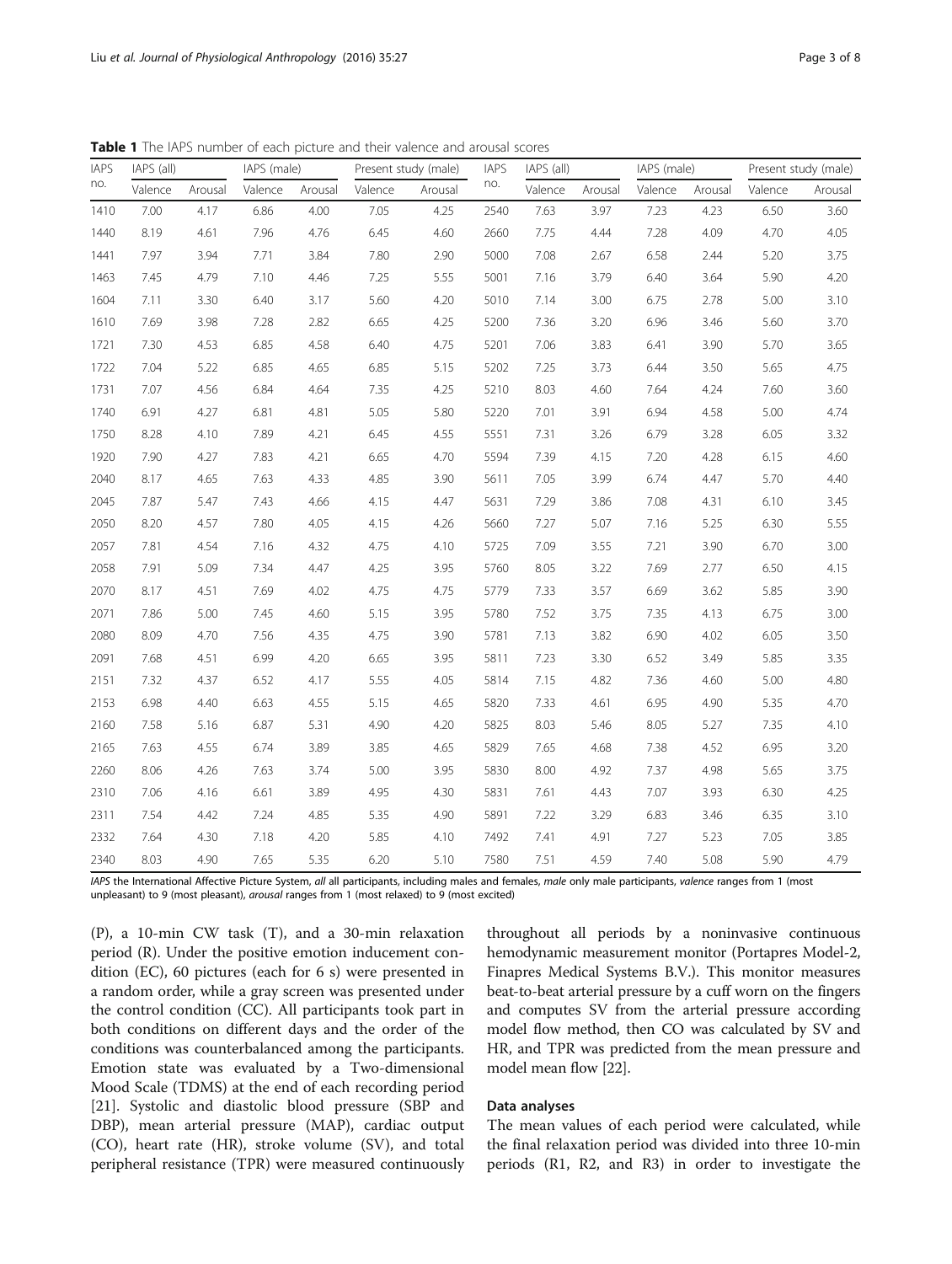**Table 1** The IAPS number of each picture and their valence and arousal scores

| IAPS no. | IAPS (all) | | IAPS (male) | | Present study (male) | | IAPS no. | IAPS (all) | | IAPS (male) | | Present study (male) | |
|---|---|---|---|---|---|---|---|---|---|---|---|---|---|
| | Valence | Arousal | Valence | Arousal | Valence | Arousal | | Valence | Arousal | Valence | Arousal | Valence | Arousal |
| 1410 | 7.00 | 4.17 | 6.86 | 4.00 | 7.05 | 4.25 | 2540 | 7.63 | 3.97 | 7.23 | 4.23 | 6.50 | 3.60 |
| 1440 | 8.19 | 4.61 | 7.96 | 4.76 | 6.45 | 4.60 | 2660 | 7.75 | 4.44 | 7.28 | 4.09 | 4.70 | 4.05 |
| 1441 | 7.97 | 3.94 | 7.71 | 3.84 | 7.80 | 2.90 | 5000 | 7.08 | 2.67 | 6.58 | 2.44 | 5.20 | 3.75 |
| 1463 | 7.45 | 4.79 | 7.10 | 4.46 | 7.25 | 5.55 | 5001 | 7.16 | 3.79 | 6.40 | 3.64 | 5.90 | 4.20 |
| 1604 | 7.11 | 3.30 | 6.40 | 3.17 | 5.60 | 4.20 | 5010 | 7.14 | 3.00 | 6.75 | 2.78 | 5.00 | 3.10 |
| 1610 | 7.69 | 3.98 | 7.28 | 2.82 | 6.65 | 4.25 | 5200 | 7.36 | 3.20 | 6.96 | 3.46 | 5.60 | 3.70 |
| 1721 | 7.30 | 4.53 | 6.85 | 4.58 | 6.40 | 4.75 | 5201 | 7.06 | 3.83 | 6.41 | 3.90 | 5.70 | 3.65 |
| 1722 | 7.04 | 5.22 | 6.85 | 4.65 | 6.85 | 5.15 | 5202 | 7.25 | 3.73 | 6.44 | 3.50 | 5.65 | 4.75 |
| 1731 | 7.07 | 4.56 | 6.84 | 4.64 | 7.35 | 4.25 | 5210 | 8.03 | 4.60 | 7.64 | 4.24 | 7.60 | 3.60 |
| 1740 | 6.91 | 4.27 | 6.81 | 4.81 | 5.05 | 5.80 | 5220 | 7.01 | 3.91 | 6.94 | 4.58 | 5.00 | 4.74 |
| 1750 | 8.28 | 4.10 | 7.89 | 4.21 | 6.45 | 4.55 | 5551 | 7.31 | 3.26 | 6.79 | 3.28 | 6.05 | 3.32 |
| 1920 | 7.90 | 4.27 | 7.83 | 4.21 | 6.65 | 4.70 | 5594 | 7.39 | 4.15 | 7.20 | 4.28 | 6.15 | 4.60 |
| 2040 | 8.17 | 4.65 | 7.63 | 4.33 | 4.85 | 3.90 | 5611 | 7.05 | 3.99 | 6.74 | 4.47 | 5.70 | 4.40 |
| 2045 | 7.87 | 5.47 | 7.43 | 4.66 | 4.15 | 4.47 | 5631 | 7.29 | 3.86 | 7.08 | 4.31 | 6.10 | 3.45 |
| 2050 | 8.20 | 4.57 | 7.80 | 4.05 | 4.15 | 4.26 | 5660 | 7.27 | 5.07 | 7.16 | 5.25 | 6.30 | 5.55 |
| 2057 | 7.81 | 4.54 | 7.16 | 4.32 | 4.75 | 4.10 | 5725 | 7.09 | 3.55 | 7.21 | 3.90 | 6.70 | 3.00 |
| 2058 | 7.91 | 5.09 | 7.34 | 4.47 | 4.25 | 3.95 | 5760 | 8.05 | 3.22 | 7.69 | 2.77 | 6.50 | 4.15 |
| 2070 | 8.17 | 4.51 | 7.69 | 4.02 | 4.75 | 4.75 | 5779 | 7.33 | 3.57 | 6.69 | 3.62 | 5.85 | 3.90 |
| 2071 | 7.86 | 5.00 | 7.45 | 4.60 | 5.15 | 3.95 | 5780 | 7.52 | 3.75 | 7.35 | 4.13 | 6.75 | 3.00 |
| 2080 | 8.09 | 4.70 | 7.56 | 4.35 | 4.75 | 3.90 | 5781 | 7.13 | 3.82 | 6.90 | 4.02 | 6.05 | 3.50 |
| 2091 | 7.68 | 4.51 | 6.99 | 4.20 | 6.65 | 3.95 | 5811 | 7.23 | 3.30 | 6.52 | 3.49 | 5.85 | 3.35 |
| 2151 | 7.32 | 4.37 | 6.52 | 4.17 | 5.55 | 4.05 | 5814 | 7.15 | 4.82 | 7.36 | 4.60 | 5.00 | 4.80 |
| 2153 | 6.98 | 4.40 | 6.63 | 4.55 | 5.15 | 4.65 | 5820 | 7.33 | 4.61 | 6.95 | 4.90 | 5.35 | 4.70 |
| 2160 | 7.58 | 5.16 | 6.87 | 5.31 | 4.90 | 4.20 | 5825 | 8.03 | 5.46 | 8.05 | 5.27 | 7.35 | 4.10 |
| 2165 | 7.63 | 4.55 | 6.74 | 3.89 | 3.85 | 4.65 | 5829 | 7.65 | 4.68 | 7.38 | 4.52 | 6.95 | 3.20 |
| 2260 | 8.06 | 4.26 | 7.63 | 3.74 | 5.00 | 3.95 | 5830 | 8.00 | 4.92 | 7.37 | 4.98 | 5.65 | 3.75 |
| 2310 | 7.06 | 4.16 | 6.61 | 3.89 | 4.95 | 4.30 | 5831 | 7.61 | 4.43 | 7.07 | 3.93 | 6.30 | 4.25 |
| 2311 | 7.54 | 4.42 | 7.24 | 4.85 | 5.35 | 4.90 | 5891 | 7.22 | 3.29 | 6.83 | 3.46 | 6.35 | 3.10 |
| 2332 | 7.64 | 4.30 | 7.18 | 4.20 | 5.85 | 4.10 | 7492 | 7.41 | 4.91 | 7.27 | 5.23 | 7.05 | 3.85 |
| 2340 | 8.03 | 4.90 | 7.65 | 5.35 | 6.20 | 5.10 | 7580 | 7.51 | 4.59 | 7.40 | 5.08 | 5.90 | 4.79 |

*IAPS* the International Affective Picture System, *all* all participants, including males and females, *male* only male participants, *valence* ranges from 1 (most unpleasant) to 9 (most pleasant), *arousal* ranges from 1 (most relaxed) to 9 (most excited)

(P), a 10-min CW task (T), and a 30-min relaxation period (R). Under the positive emotion inducement condition (EC), 60 pictures (each for 6 s) were presented in a random order, while a gray screen was presented under the control condition (CC). All participants took part in both conditions on different days and the order of the conditions was counterbalanced among the participants. Emotion state was evaluated by a Two-dimensional Mood Scale (TDMS) at the end of each recording period [21]. Systolic and diastolic blood pressure (SBP and DBP), mean arterial pressure (MAP), cardiac output (CO), heart rate (HR), stroke volume (SV), and total peripheral resistance (TPR) were measured continuously throughout all periods by a noninvasive continuous hemodynamic measurement monitor (Portapres Model-2, Finapres Medical Systems B.V.). This monitor measures beat-to-beat arterial pressure by a cuff worn on the fingers and computes SV from the arterial pressure according model flow method, then CO was calculated by SV and HR, and TPR was predicted from the mean pressure and model mean flow [22].

### Data analyses

The mean values of each period were calculated, while the final relaxation period was divided into three 10-min periods (R1, R2, and R3) in order to investigate the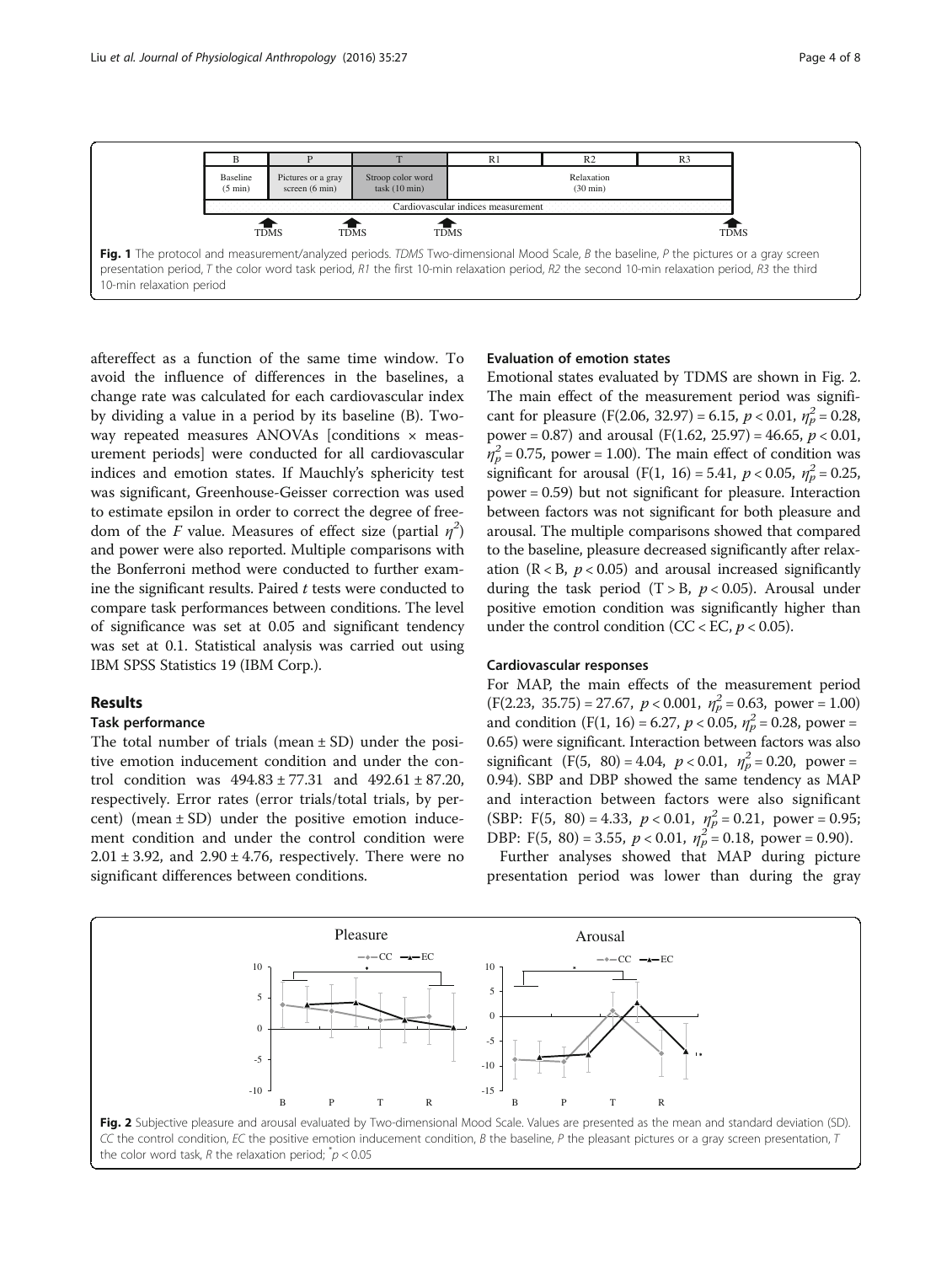Fig. 1 The protocol and measurement/analyzed periods. *TDMS* Two-dimensional Mood Scale, *B* the baseline, *P* the pictures or a gray screen presentation period, *T* the color word task period, *R1* the first 10-min relaxation period, *R2* the second 10-min relaxation period, *R3* the third 10-min relaxation period

aftereffect as a function of the same time window. To avoid the influence of differences in the baselines, a change rate was calculated for each cardiovascular index by dividing a value in a period by its baseline (B). Two-way repeated measures ANOVAs [conditions × measurement periods] were conducted for all cardiovascular indices and emotion states. If Mauchly's sphericity test was significant, Greenhouse-Geisser correction was used to estimate epsilon in order to correct the degree of freedom of the $F$ value. Measures of effect size (partial $\eta^2$) and power were also reported. Multiple comparisons with the Bonferroni method were conducted to further examine the significant results. Paired $t$ tests were conducted to compare task performances between conditions. The level of significance was set at 0.05 and significant tendency was set at 0.1. Statistical analysis was carried out using IBM SPSS Statistics 19 (IBM Corp.).

## Results

### Task performance

The total number of trials (mean ± SD) under the positive emotion inducement condition and under the control condition was 494.83 ± 77.31 and 492.61 ± 87.20, respectively. Error rates (error trials/total trials, by percent) (mean ± SD) under the positive emotion inducement condition and under the control condition were 2.01 ± 3.92, and 2.90 ± 4.76, respectively. There were no significant differences between conditions.

### Evaluation of emotion states

Emotional states evaluated by TDMS are shown in Fig. 2. The main effect of the measurement period was significant for pleasure ($F(2.06, 32.97) = 6.15$, $p < 0.01$, $\eta_p^2 = 0.28$, power = 0.87) and arousal ($F(1.62, 25.97) = 46.65$, $p < 0.01$, $\eta_p^2 = 0.75$, power = 1.00). The main effect of condition was significant for arousal ($F(1, 16) = 5.41$, $p < 0.05$, $\eta_p^2 = 0.25$, power = 0.59) but not significant for pleasure. Interaction between factors was not significant for both pleasure and arousal. The multiple comparisons showed that compared to the baseline, pleasure decreased significantly after relaxation (R < B, $p < 0.05$) and arousal increased significantly during the task period (T > B, $p < 0.05$). Arousal under positive emotion condition was significantly higher than under the control condition (CC < EC, $p < 0.05$).

### Cardiovascular responses

For MAP, the main effects of the measurement period ($F(2.23, 35.75) = 27.67$, $p < 0.001$, $\eta_p^2 = 0.63$, power = 1.00) and condition ($F(1, 16) = 6.27$, $p < 0.05$, $\eta_p^2 = 0.28$, power = 0.65) were significant. Interaction between factors was also significant ($F(5, 80) = 4.04$, $p < 0.01$, $\eta_p^2 = 0.20$, power = 0.94). SBP and DBP showed the same tendency as MAP and interaction between factors were also significant (SBP: $F(5, 80) = 4.33$, $p < 0.01$, $\eta_p^2 = 0.21$, power = 0.95; DBP: $F(5, 80) = 3.55$, $p < 0.01$, $\eta_p^2 = 0.18$, power = 0.90).

Further analyses showed that MAP during picture presentation period was lower than during the gray

Fig. 2 Subjective pleasure and arousal evaluated by Two-dimensional Mood Scale. Values are presented as the mean and standard deviation (SD). *CC* the control condition, *EC* the positive emotion inducement condition, *B* the baseline, *P* the pleasant pictures or a gray screen presentation, *T* the color word task, *R* the relaxation period; $^{*}p < 0.05$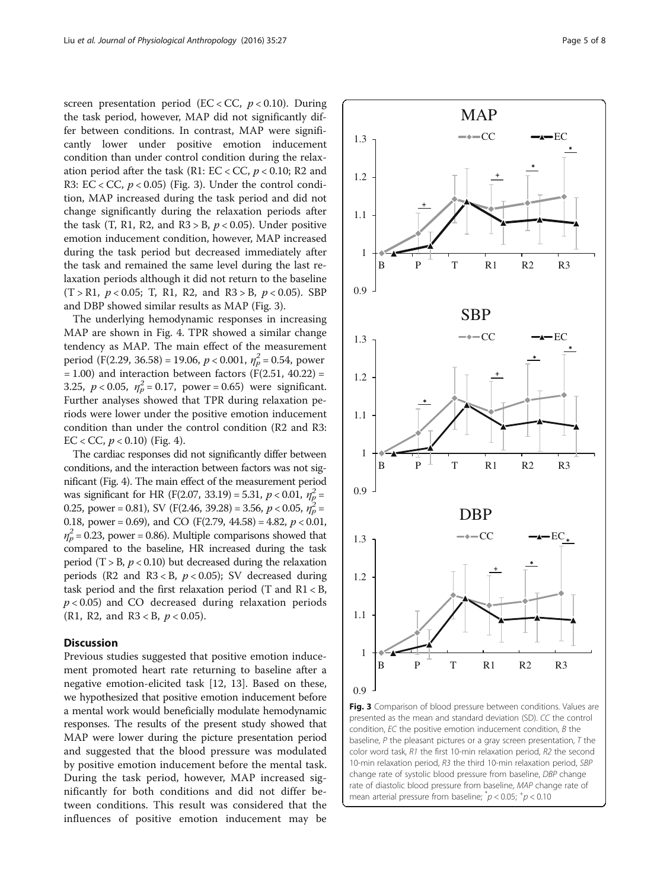screen presentation period (EC < CC, $p < 0.10$). During the task period, however, MAP did not significantly differ between conditions. In contrast, MAP were significantly lower under positive emotion inducement condition than under control condition during the relaxation period after the task (R1: EC < CC, $p < 0.10$; R2 and R3: EC < CC, $p < 0.05$) (Fig. 3). Under the control condition, MAP increased during the task period and did not change significantly during the relaxation periods after the task (T, R1, R2, and R3 > B, $p < 0.05$). Under positive emotion inducement condition, however, MAP increased during the task period but decreased immediately after the task and remained the same level during the last relaxation periods although it did not return to the baseline (T > R1, $p < 0.05$; T, R1, R2, and R3 > B, $p < 0.05$). SBP and DBP showed similar results as MAP (Fig. 3).

The underlying hemodynamic responses in increasing MAP are shown in Fig. 4. TPR showed a similar change tendency as MAP. The main effect of the measurement period ($F(2.29, 36.58) = 19.06$, $p < 0.001$, $\eta_p^2 = 0.54$, power = 1.00) and interaction between factors ($F(2.51, 40.22) = 3.25$, $p < 0.05$, $\eta_p^2 = 0.17$, power = 0.65) were significant. Further analyses showed that TPR during relaxation periods were lower under the positive emotion inducement condition than under the control condition (R2 and R3: EC < CC, $p < 0.10$) (Fig. 4).

The cardiac responses did not significantly differ between conditions, and the interaction between factors was not significant (Fig. 4). The main effect of the measurement period was significant for HR ($F(2.07, 33.19) = 5.31$, $p < 0.01$, $\eta_p^2 = 0.25$, power = 0.81), SV ($F(2.46, 39.28) = 3.56$, $p < 0.05$, $\eta_p^2 = 0.18$, power = 0.69), and CO ($F(2.79, 44.58) = 4.82$, $p < 0.01$, $\eta_p^2 = 0.23$, power = 0.86). Multiple comparisons showed that compared to the baseline, HR increased during the task period (T > B, $p < 0.10$) but decreased during the relaxation periods (R2 and R3 < B, $p < 0.05$); SV decreased during task period and the first relaxation period (T and R1 < B, $p < 0.05$) and CO decreased during relaxation periods (R1, R2, and R3 < B, $p < 0.05$).

## Discussion

Previous studies suggested that positive emotion inducement promoted heart rate returning to baseline after a negative emotion-elicited task [12, 13]. Based on these, we hypothesized that positive emotion inducement before a mental work would beneficially modulate hemodynamic responses. The results of the present study showed that MAP were lower during the picture presentation period and suggested that the blood pressure was modulated by positive emotion inducement before the mental task. During the task period, however, MAP increased significantly for both conditions and did not differ between conditions. This result was considered that the influences of positive emotion inducement may be

**Fig. 3** Comparison of blood pressure between conditions. Values are presented as the mean and standard deviation (SD). *CC* the control condition, *EC* the positive emotion inducement condition, *B* the baseline, *P* the pleasant pictures or a gray screen presentation, *T* the color word task, *R1* the first 10-min relaxation period, *R2* the second 10-min relaxation period, *R3* the third 10-min relaxation period, *SBP* change rate of systolic blood pressure from baseline, *DBP* change rate of diastolic blood pressure from baseline, *MAP* change rate of mean arterial pressure from baseline; $^{*}p < 0.05$; $^{+}p < 0.10$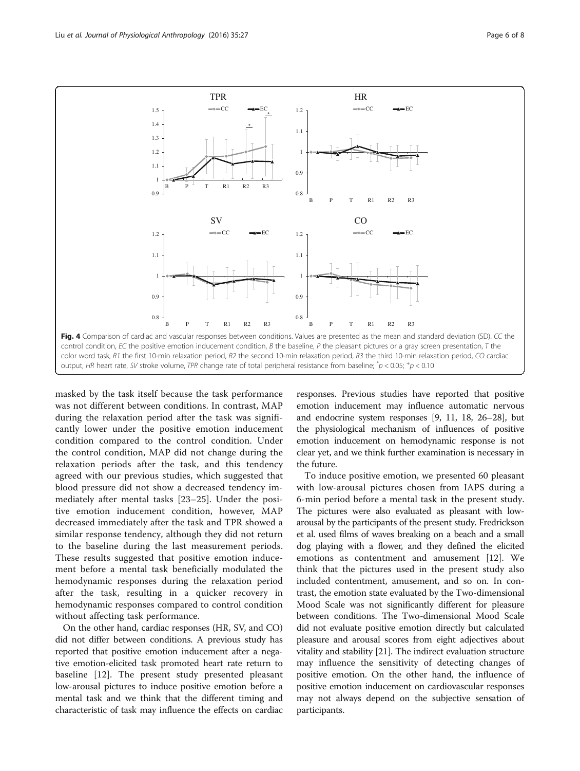Fig. 4 Comparison of cardiac and vascular responses between conditions. Values are presented as the mean and standard deviation (SD). *CC* the control condition, *EC* the positive emotion inducement condition, *B* the baseline, *P* the pleasant pictures or a gray screen presentation, *T* the color word task, *R1* the first 10-min relaxation period, *R2* the second 10-min relaxation period, *R3* the third 10-min relaxation period, *CO* cardiac output, *HR* heart rate, *SV* stroke volume, *TPR* change rate of total peripheral resistance from baseline; $^{*}p < 0.05$; $^{+}p < 0.10$

masked by the task itself because the task performance was not different between conditions. In contrast, MAP during the relaxation period after the task was significantly lower under the positive emotion inducement condition compared to the control condition. Under the control condition, MAP did not change during the relaxation periods after the task, and this tendency agreed with our previous studies, which suggested that blood pressure did not show a decreased tendency immediately after mental tasks [23–25]. Under the positive emotion inducement condition, however, MAP decreased immediately after the task and TPR showed a similar response tendency, although they did not return to the baseline during the last measurement periods. These results suggested that positive emotion inducement before a mental task beneficially modulated the hemodynamic responses during the relaxation period after the task, resulting in a quicker recovery in hemodynamic responses compared to control condition without affecting task performance.

On the other hand, cardiac responses (HR, SV, and CO) did not differ between conditions. A previous study has reported that positive emotion inducement after a negative emotion-elicited task promoted heart rate return to baseline [12]. The present study presented pleasant low-arousal pictures to induce positive emotion before a mental task and we think that the different timing and characteristic of task may influence the effects on cardiac responses. Previous studies have reported that positive emotion inducement may influence automatic nervous and endocrine system responses [9, 11, 18, 26–28], but the physiological mechanism of influences of positive emotion inducement on hemodynamic response is not clear yet, and we think further examination is necessary in the future.

To induce positive emotion, we presented 60 pleasant with low-arousal pictures chosen from IAPS during a 6-min period before a mental task in the present study. The pictures were also evaluated as pleasant with low-arousal by the participants of the present study. Fredrickson et al. used films of waves breaking on a beach and a small dog playing with a flower, and they defined the elicited emotions as contentment and amusement [12]. We think that the pictures used in the present study also included contentment, amusement, and so on. In contrast, the emotion state evaluated by the Two-dimensional Mood Scale was not significantly different for pleasure between conditions. The Two-dimensional Mood Scale did not evaluate positive emotion directly but calculated pleasure and arousal scores from eight adjectives about vitality and stability [21]. The indirect evaluation structure may influence the sensitivity of detecting changes of positive emotion. On the other hand, the influence of positive emotion inducement on cardiovascular responses may not always depend on the subjective sensation of participants.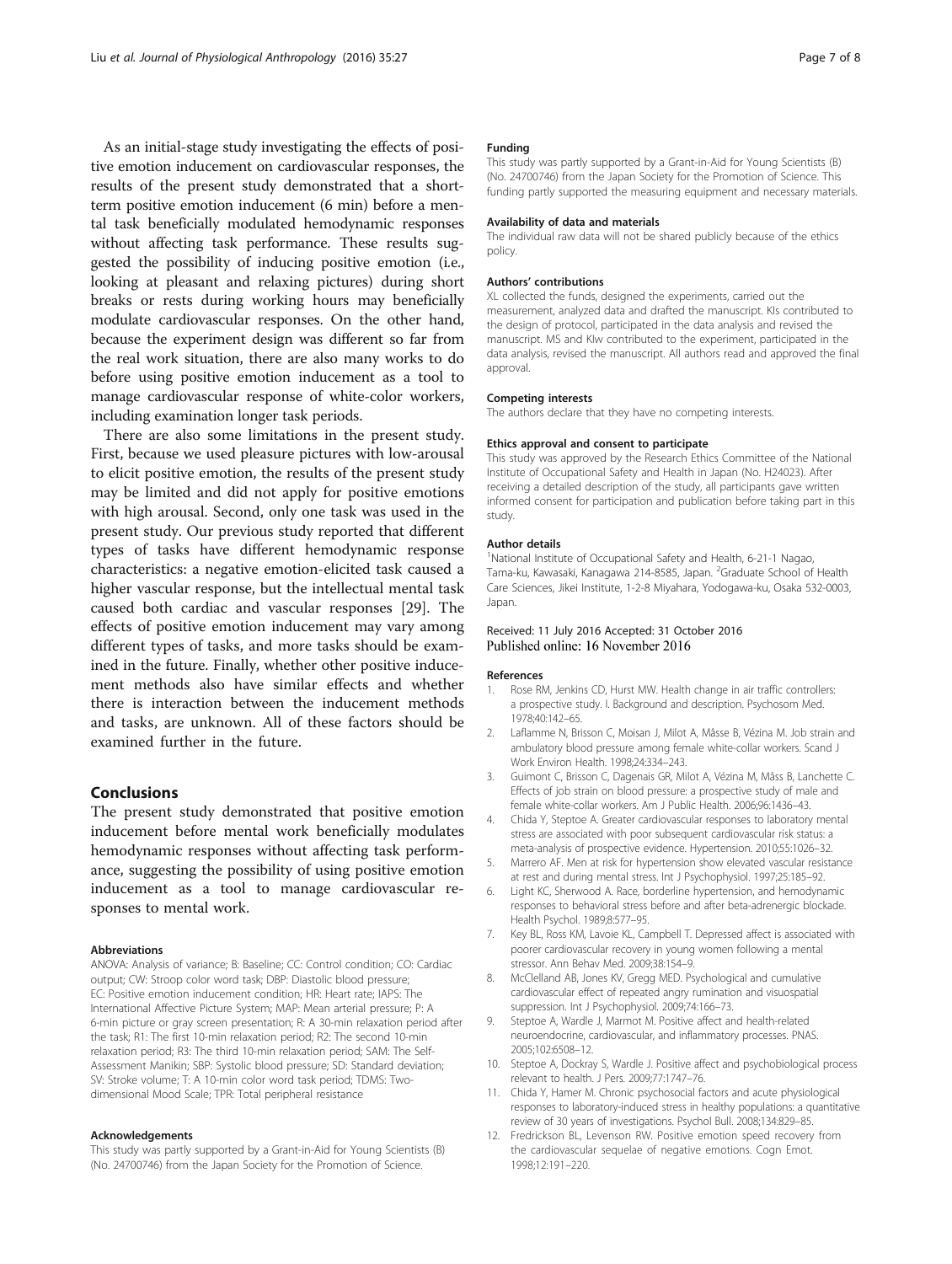As an initial-stage study investigating the effects of positive emotion inducement on cardiovascular responses, the results of the present study demonstrated that a short-term positive emotion inducement (6 min) before a mental task beneficially modulated hemodynamic responses without affecting task performance. These results suggested the possibility of inducing positive emotion (i.e., looking at pleasant and relaxing pictures) during short breaks or rests during working hours may beneficially modulate cardiovascular responses. On the other hand, because the experiment design was different so far from the real work situation, there are also many works to do before using positive emotion inducement as a tool to manage cardiovascular response of white-color workers, including examination longer task periods.

There are also some limitations in the present study. First, because we used pleasure pictures with low-arousal to elicit positive emotion, the results of the present study may be limited and did not apply for positive emotions with high arousal. Second, only one task was used in the present study. Our previous study reported that different types of tasks have different hemodynamic response characteristics: a negative emotion-elicited task caused a higher vascular response, but the intellectual mental task caused both cardiac and vascular responses [29]. The effects of positive emotion inducement may vary among different types of tasks, and more tasks should be examined in the future. Finally, whether other positive inducement methods also have similar effects and whether there is interaction between the inducement methods and tasks, are unknown. All of these factors should be examined further in the future.

## Conclusions

The present study demonstrated that positive emotion inducement before mental work beneficially modulates hemodynamic responses without affecting task performance, suggesting the possibility of using positive emotion inducement as a tool to manage cardiovascular responses to mental work.

#### Abbreviations

ANOVA: Analysis of variance; B: Baseline; CC: Control condition; CO: Cardiac output; CW: Stroop color word task; DBP: Diastolic blood pressure; EC: Positive emotion inducement condition; HR: Heart rate; IAPS: The International Affective Picture System; MAP: Mean arterial pressure; P: A 6-min picture or gray screen presentation; R: A 30-min relaxation period after the task; R1: The first 10-min relaxation period; R2: The second 10-min relaxation period; R3: The third 10-min relaxation period; SAM: The Self-Assessment Manikin; SBP: Systolic blood pressure; SD: Standard deviation; SV: Stroke volume; T: A 10-min color word task period; TDMS: Two-dimensional Mood Scale; TPR: Total peripheral resistance

#### Acknowledgements

This study was partly supported by a Grant-in-Aid for Young Scientists (B) (No. 24700746) from the Japan Society for the Promotion of Science.

#### Funding

This study was partly supported by a Grant-in-Aid for Young Scientists (B) (No. 24700746) from the Japan Society for the Promotion of Science. This funding partly supported the measuring equipment and necessary materials.

#### Availability of data and materials

The individual raw data will not be shared publicly because of the ethics policy.

#### Authors' contributions

XL collected the funds, designed the experiments, carried out the measurement, analyzed data and drafted the manuscript. KIs contributed to the design of protocol, participated in the data analysis and revised the manuscript. MS and KIw contributed to the experiment, participated in the data analysis, revised the manuscript. All authors read and approved the final approval.

#### Competing interests

The authors declare that they have no competing interests.

#### Ethics approval and consent to participate

This study was approved by the Research Ethics Committee of the National Institute of Occupational Safety and Health in Japan (No. H24023). After receiving a detailed description of the study, all participants gave written informed consent for participation and publication before taking part in this study.

#### Author details

[1]National Institute of Occupational Safety and Health, 6-21-1 Nagao, Tama-ku, Kawasaki, Kanagawa 214-8585, Japan. [2]Graduate School of Health Care Sciences, Jikei Institute, 1-2-8 Miyahara, Yodogawa-ku, Osaka 532-0003, Japan.

Received: 11 July 2016 Accepted: 31 October 2016
Published online: 16 November 2016

#### References

1. Rose RM, Jenkins CD, Hurst MW. Health change in air traffic controllers: a prospective study. I. Background and description. Psychosom Med. 1978;40:142–65.
2. Laflamme N, Brisson C, Moisan J, Milot A, Mâsse B, Vézina M. Job strain and ambulatory blood pressure among female white-collar workers. Scand J Work Environ Health. 1998;24:334–243.
3. Guimont C, Brisson C, Dagenais GR, Milot A, Vézina M, Mâss B, Lanchette C. Effects of job strain on blood pressure: a prospective study of male and female white-collar workers. Am J Public Health. 2006;96:1436–43.
4. Chida Y, Steptoe A. Greater cardiovascular responses to laboratory mental stress are associated with poor subsequent cardiovascular risk status: a meta-analysis of prospective evidence. Hypertension. 2010;55:1026–32.
5. Marrero AF. Men at risk for hypertension show elevated vascular resistance at rest and during mental stress. Int J Psychophysiol. 1997;25:185–92.
6. Light KC, Sherwood A. Race, borderline hypertension, and hemodynamic responses to behavioral stress before and after beta-adrenergic blockade. Health Psychol. 1989;8:577–95.
7. Key BL, Ross KM, Lavoie KL, Campbell T. Depressed affect is associated with poorer cardiovascular recovery in young women following a mental stressor. Ann Behav Med. 2009;38:154–9.
8. McClelland AB, Jones KV, Gregg MED. Psychological and cumulative cardiovascular effect of repeated angry rumination and visuospatial suppression. Int J Psychophysiol. 2009;74:166–73.
9. Steptoe A, Wardle J, Marmot M. Positive affect and health-related neuroendocrine, cardiovascular, and inflammatory processes. PNAS. 2005;102:6508–12.
10. Steptoe A, Dockray S, Wardle J. Positive affect and psychobiological process relevant to health. J Pers. 2009;77:1747–76.
11. Chida Y, Hamer M. Chronic psychosocial factors and acute physiological responses to laboratory-induced stress in healthy populations: a quantitative review of 30 years of investigations. Psychol Bull. 2008;134:829–85.
12. Fredrickson BL, Levenson RW. Positive emotion speed recovery from the cardiovascular sequelae of negative emotions. Cogn Emot. 1998;12:191–220.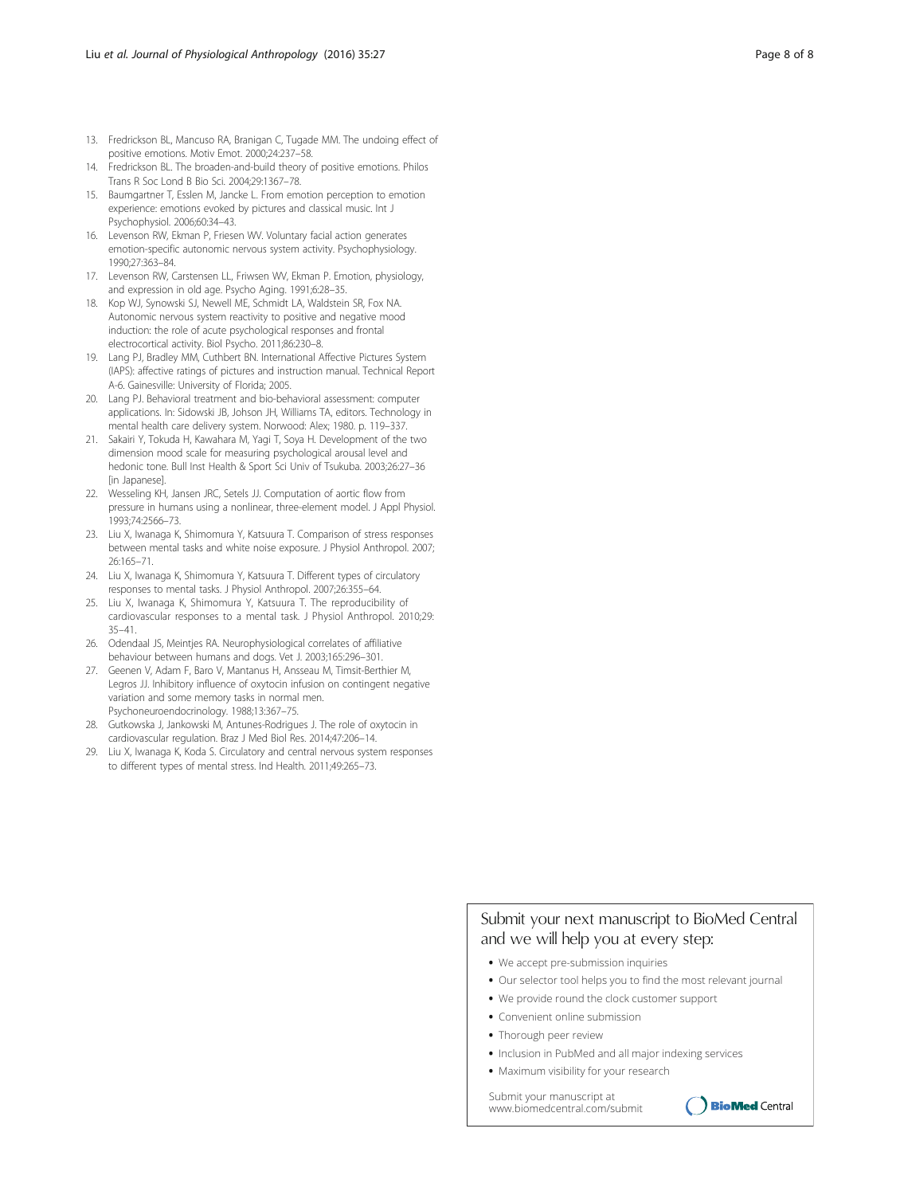13. Fredrickson BL, Mancuso RA, Branigan C, Tugade MM. The undoing effect of positive emotions. Motiv Emot. 2000;24:237–58.
14. Fredrickson BL. The broaden-and-build theory of positive emotions. Philos Trans R Soc Lond B Bio Sci. 2004;29:1367–78.
15. Baumgartner T, Esslen M, Jancke L. From emotion perception to emotion experience: emotions evoked by pictures and classical music. Int J Psychophysiol. 2006;60:34–43.
16. Levenson RW, Ekman P, Friesen WV. Voluntary facial action generates emotion-specific autonomic nervous system activity. Psychophysiology. 1990;27:363–84.
17. Levenson RW, Carstensen LL, Friwsen WV, Ekman P. Emotion, physiology, and expression in old age. Psycho Aging. 1991;6:28–35.
18. Kop WJ, Synowski SJ, Newell ME, Schmidt LA, Waldstein SR, Fox NA. Autonomic nervous system reactivity to positive and negative mood induction: the role of acute psychological responses and frontal electrocortical activity. Biol Psycho. 2011;86:230–8.
19. Lang PJ, Bradley MM, Cuthbert BN. International Affective Pictures System (IAPS): affective ratings of pictures and instruction manual. Technical Report A-6. Gainesville: University of Florida; 2005.
20. Lang PJ. Behavioral treatment and bio-behavioral assessment: computer applications. In: Sidowski JB, Johson JH, Williams TA, editors. Technology in mental health care delivery system. Norwood: Alex; 1980. p. 119–337.
21. Sakairi Y, Tokuda H, Kawahara M, Yagi T, Soya H. Development of the two dimension mood scale for measuring psychological arousal level and hedonic tone. Bull Inst Health & Sport Sci Univ of Tsukuba. 2003;26:27–36 [in Japanese].
22. Wesseling KH, Jansen JRC, Setels JJ. Computation of aortic flow from pressure in humans using a nonlinear, three-element model. J Appl Physiol. 1993;74:2566–73.
23. Liu X, Iwanaga K, Shimomura Y, Katsuura T. Comparison of stress responses between mental tasks and white noise exposure. J Physiol Anthropol. 2007;26:165–71.
24. Liu X, Iwanaga K, Shimomura Y, Katsuura T. Different types of circulatory responses to mental tasks. J Physiol Anthropol. 2007;26:355–64.
25. Liu X, Iwanaga K, Shimomura Y, Katsuura T. The reproducibility of cardiovascular responses to a mental task. J Physiol Anthropol. 2010;29:35–41.
26. Odendaal JS, Meintjes RA. Neurophysiological correlates of affiliative behaviour between humans and dogs. Vet J. 2003;165:296–301.
27. Geenen V, Adam F, Baro V, Mantanus H, Ansseau M, Timsit-Berthier M, Legros JJ. Inhibitory influence of oxytocin infusion on contingent negative variation and some memory tasks in normal men. Psychoneuroendocrinology. 1988;13:367–75.
28. Gutkowska J, Jankowski M, Antunes-Rodrigues J. The role of oxytocin in cardiovascular regulation. Braz J Med Biol Res. 2014;47:206–14.
29. Liu X, Iwanaga K, Koda S. Circulatory and central nervous system responses to different types of mental stress. Ind Health. 2011;49:265–73.

Submit your next manuscript to BioMed Central and we will help you at every step:

- We accept pre-submission inquiries
- Our selector tool helps you to find the most relevant journal
- We provide round the clock customer support
- Convenient online submission
- Thorough peer review
- Inclusion in PubMed and all major indexing services
- Maximum visibility for your research

Submit your manuscript at www.biomedcentral.com/submit

BioMed Central